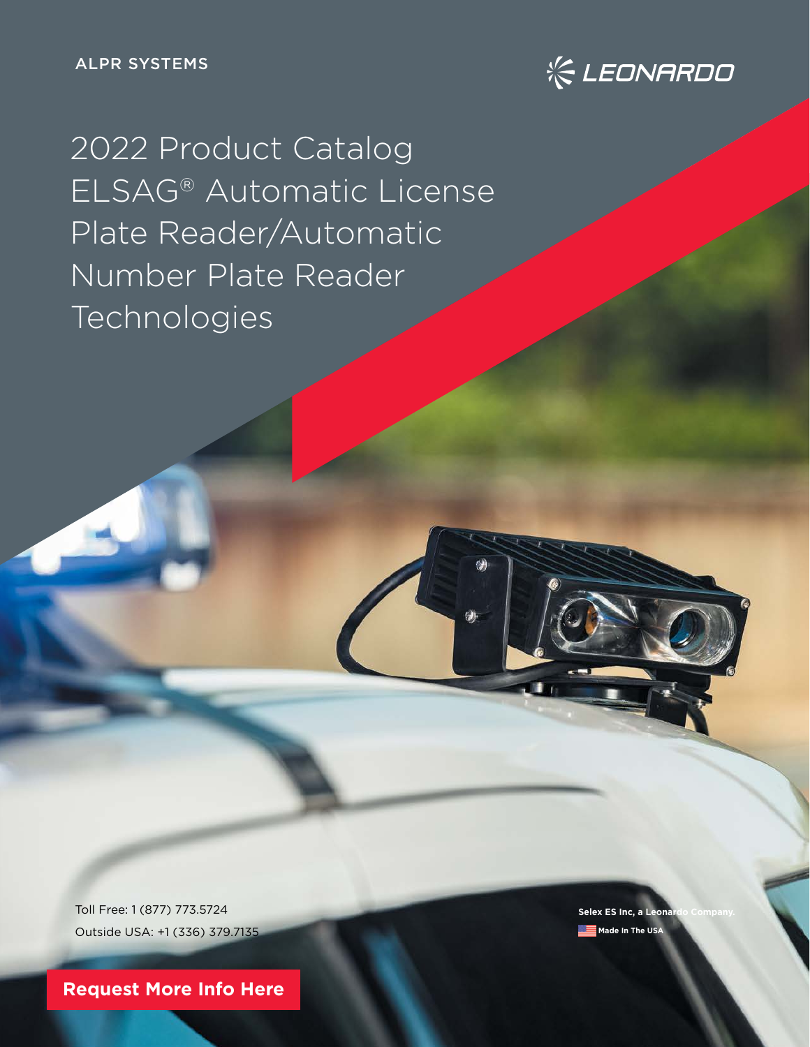ALPR SYSTEMS

LEONARDO

# 2022 Product Catalog ELSAG® Automatic License Plate Reader/Automatic Number Plate Reader Technologies

Toll Free: 1 (877) 773.5724

Outside USA: +1 (336) 379.7135

**Selex ES Inc, a Leonardo Company.**

**Made In The USA**

**Request More Info Here**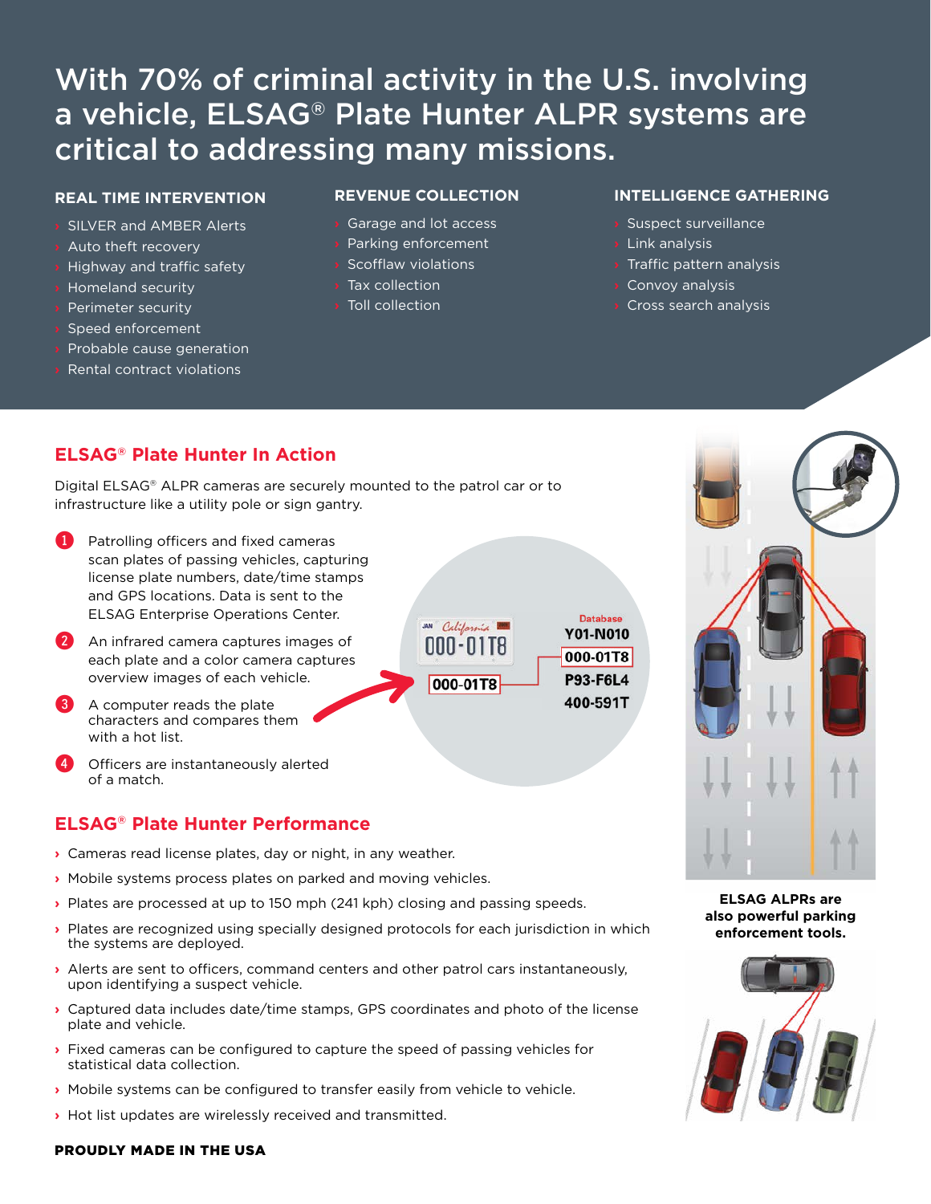# With 70% of criminal activity in the U.S. involving a vehicle, ELSAG® Plate Hunter ALPR systems are critical to addressing many missions.

### REAL TIME INTERVENTION

- SILVER and AMBER Alerts
- Auto theft recovery
- Highway and traffic safety
- Homeland security
- Perimeter security
- Speed enforcement
- Probable cause generation
- Rental contract violations

### REVENUE COLLECTION

- Garage and lot access
- Parking enforcement
- Scofflaw violations
- Tax collection
- Toll collection

### INTELLIGENCE GATHERING

- Suspect surveillance
- Link analysis
- Traffic pattern analysis
- Convoy analysis
- Cross search analysis

## ELSAG® Plate Hunter In Action

Digital ELSAG® ALPR cameras are securely mounted to the patrol car or to infrastructure like a utility pole or sign gantry.

1. Patrolling officers and fixed cameras scan plates of passing vehicles, capturing license plate numbers, date/time stamps and GPS locations. Data is sent to the ELSAG Enterprise Operations Center.
2. An infrared camera captures images of each plate and a color camera captures overview images of each vehicle.
3. A computer reads the plate characters and compares them with a hot list.
4. Officers are instantaneously alerted of a match.

000-01T8

Database
Y01-N010
000-01T8
P93-F6L4
400-591T

## ELSAG® Plate Hunter Performance

- Cameras read license plates, day or night, in any weather.
- Mobile systems process plates on parked and moving vehicles.
- Plates are processed at up to 150 mph (241 kph) closing and passing speeds.
- Plates are recognized using specially designed protocols for each jurisdiction in which the systems are deployed.
- Alerts are sent to officers, command centers and other patrol cars instantaneously, upon identifying a suspect vehicle.
- Captured data includes date/time stamps, GPS coordinates and photo of the license plate and vehicle.
- Fixed cameras can be configured to capture the speed of passing vehicles for statistical data collection.
- Mobile systems can be configured to transfer easily from vehicle to vehicle.
- Hot list updates are wirelessly received and transmitted.

**ELSAG ALPRs are also powerful parking enforcement tools.**

**PROUDLY MADE IN THE USA**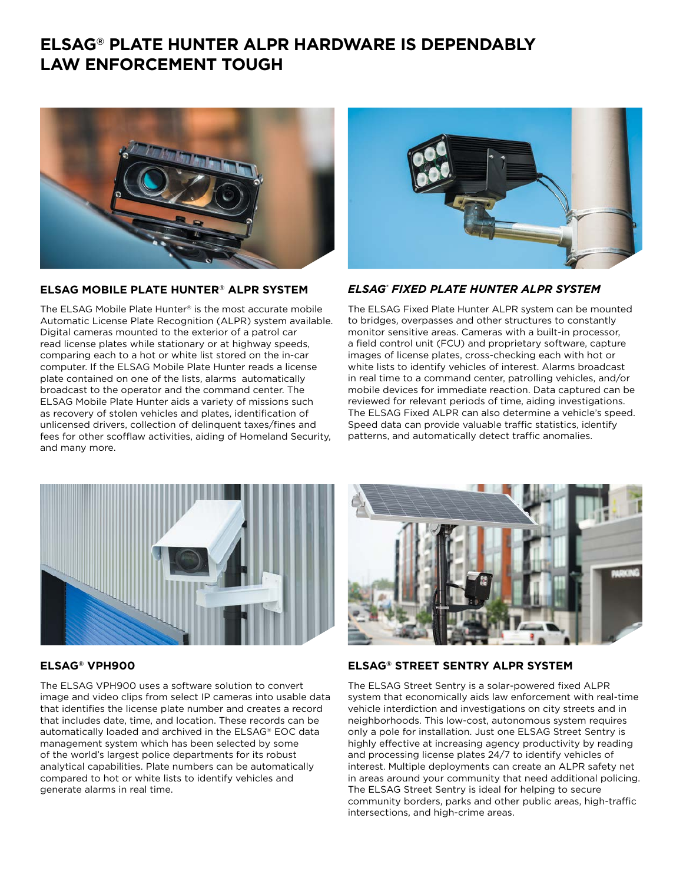# ELSAG® PLATE HUNTER ALPR HARDWARE IS DEPENDABLY LAW ENFORCEMENT TOUGH

## ELSAG MOBILE PLATE HUNTER® ALPR SYSTEM

The ELSAG Mobile Plate Hunter® is the most accurate mobile Automatic License Plate Recognition (ALPR) system available. Digital cameras mounted to the exterior of a patrol car read license plates while stationary or at highway speeds, comparing each to a hot or white list stored on the in-car computer. If the ELSAG Mobile Plate Hunter reads a license plate contained on one of the lists, alarms automatically broadcast to the operator and the command center. The ELSAG Mobile Plate Hunter aids a variety of missions such as recovery of stolen vehicles and plates, identification of unlicensed drivers, collection of delinquent taxes/fines and fees for other scofflaw activities, aiding of Homeland Security, and many more.

## *ELSAG® FIXED PLATE HUNTER ALPR SYSTEM*

The ELSAG Fixed Plate Hunter ALPR system can be mounted to bridges, overpasses and other structures to constantly monitor sensitive areas. Cameras with a built-in processor, a field control unit (FCU) and proprietary software, capture images of license plates, cross-checking each with hot or white lists to identify vehicles of interest. Alarms broadcast in real time to a command center, patrolling vehicles, and/or mobile devices for immediate reaction. Data captured can be reviewed for relevant periods of time, aiding investigations. The ELSAG Fixed ALPR can also determine a vehicle's speed. Speed data can provide valuable traffic statistics, identify patterns, and automatically detect traffic anomalies.

## ELSAG® VPH900

The ELSAG VPH900 uses a software solution to convert image and video clips from select IP cameras into usable data that identifies the license plate number and creates a record that includes date, time, and location. These records can be automatically loaded and archived in the ELSAG® EOC data management system which has been selected by some of the world's largest police departments for its robust analytical capabilities. Plate numbers can be automatically compared to hot or white lists to identify vehicles and generate alarms in real time.

## ELSAG® STREET SENTRY ALPR SYSTEM

The ELSAG Street Sentry is a solar-powered fixed ALPR system that economically aids law enforcement with real-time vehicle interdiction and investigations on city streets and in neighborhoods. This low-cost, autonomous system requires only a pole for installation. Just one ELSAG Street Sentry is highly effective at increasing agency productivity by reading and processing license plates 24/7 to identify vehicles of interest. Multiple deployments can create an ALPR safety net in areas around your community that need additional policing. The ELSAG Street Sentry is ideal for helping to secure community borders, parks and other public areas, high-traffic intersections, and high-crime areas.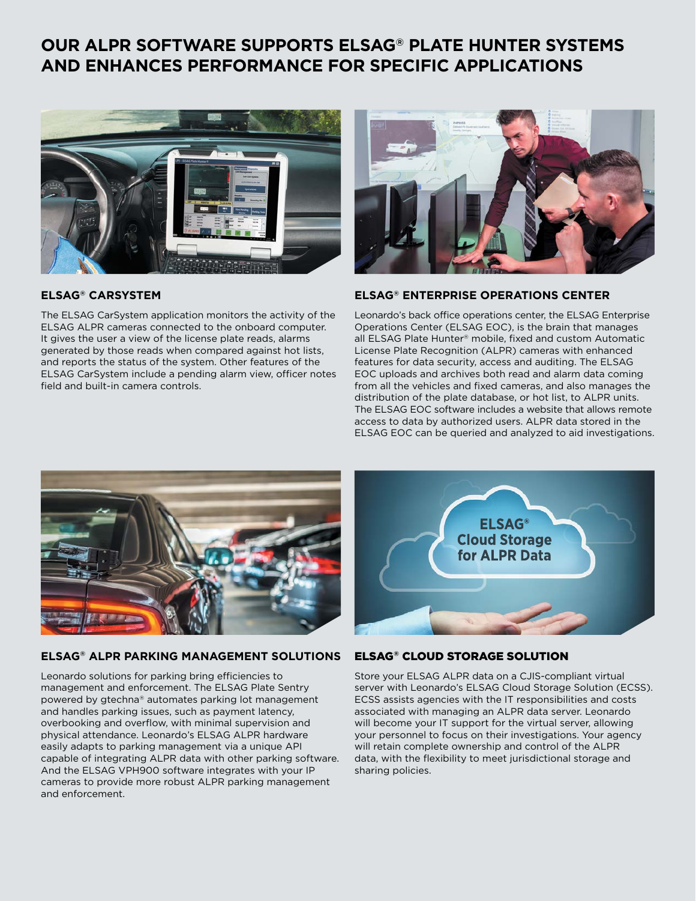# OUR ALPR SOFTWARE SUPPORTS ELSAG® PLATE HUNTER SYSTEMS AND ENHANCES PERFORMANCE FOR SPECIFIC APPLICATIONS

## ELSAG® CARSYSTEM

The ELSAG CarSystem application monitors the activity of the ELSAG ALPR cameras connected to the onboard computer. It gives the user a view of the license plate reads, alarms generated by those reads when compared against hot lists, and reports the status of the system. Other features of the ELSAG CarSystem include a pending alarm view, officer notes field and built-in camera controls.

## ELSAG® ENTERPRISE OPERATIONS CENTER

Leonardo's back office operations center, the ELSAG Enterprise Operations Center (ELSAG EOC), is the brain that manages all ELSAG Plate Hunter® mobile, fixed and custom Automatic License Plate Recognition (ALPR) cameras with enhanced features for data security, access and auditing. The ELSAG EOC uploads and archives both read and alarm data coming from all the vehicles and fixed cameras, and also manages the distribution of the plate database, or hot list, to ALPR units. The ELSAG EOC software includes a website that allows remote access to data by authorized users. ALPR data stored in the ELSAG EOC can be queried and analyzed to aid investigations.

## ELSAG® ALPR PARKING MANAGEMENT SOLUTIONS

Leonardo solutions for parking bring efficiencies to management and enforcement. The ELSAG Plate Sentry powered by gtechna® automates parking lot management and handles parking issues, such as payment latency, overbooking and overflow, with minimal supervision and physical attendance. Leonardo's ELSAG ALPR hardware easily adapts to parking management via a unique API capable of integrating ALPR data with other parking software. And the ELSAG VPH900 software integrates with your IP cameras to provide more robust ALPR parking management and enforcement.

## ELSAG® CLOUD STORAGE SOLUTION

Store your ELSAG ALPR data on a CJIS-compliant virtual server with Leonardo's ELSAG Cloud Storage Solution (ECSS). ECSS assists agencies with the IT responsibilities and costs associated with managing an ALPR data server. Leonardo will become your IT support for the virtual server, allowing your personnel to focus on their investigations. Your agency will retain complete ownership and control of the ALPR data, with the flexibility to meet jurisdictional storage and sharing policies.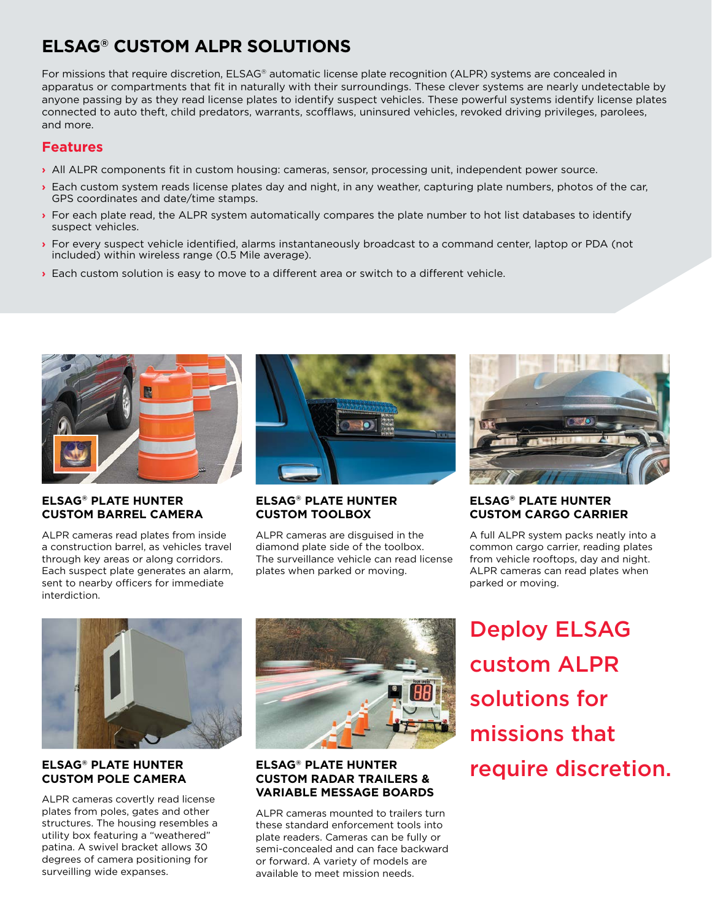# ELSAG® CUSTOM ALPR SOLUTIONS

For missions that require discretion, ELSAG® automatic license plate recognition (ALPR) systems are concealed in apparatus or compartments that fit in naturally with their surroundings. These clever systems are nearly undetectable by anyone passing by as they read license plates to identify suspect vehicles. These powerful systems identify license plates connected to auto theft, child predators, warrants, scofflaws, uninsured vehicles, revoked driving privileges, parolees, and more.

## Features

- All ALPR components fit in custom housing: cameras, sensor, processing unit, independent power source.
- Each custom system reads license plates day and night, in any weather, capturing plate numbers, photos of the car, GPS coordinates and date/time stamps.
- For each plate read, the ALPR system automatically compares the plate number to hot list databases to identify suspect vehicles.
- For every suspect vehicle identified, alarms instantaneously broadcast to a command center, laptop or PDA (not included) within wireless range (0.5 Mile average).
- Each custom solution is easy to move to a different area or switch to a different vehicle.

### ELSAG® PLATE HUNTER CUSTOM BARREL CAMERA

ALPR cameras read plates from inside a construction barrel, as vehicles travel through key areas or along corridors. Each suspect plate generates an alarm, sent to nearby officers for immediate interdiction.

### ELSAG® PLATE HUNTER CUSTOM TOOLBOX

ALPR cameras are disguised in the diamond plate side of the toolbox. The surveillance vehicle can read license plates when parked or moving.

### ELSAG® PLATE HUNTER CUSTOM CARGO CARRIER

A full ALPR system packs neatly into a common cargo carrier, reading plates from vehicle rooftops, day and night. ALPR cameras can read plates when parked or moving.

### ELSAG® PLATE HUNTER CUSTOM POLE CAMERA

ALPR cameras covertly read license plates from poles, gates and other structures. The housing resembles a utility box featuring a "weathered" patina. A swivel bracket allows 30 degrees of camera positioning for surveilling wide expanses.

### ELSAG® PLATE HUNTER CUSTOM RADAR TRAILERS & VARIABLE MESSAGE BOARDS

ALPR cameras mounted to trailers turn these standard enforcement tools into plate readers. Cameras can be fully or semi-concealed and can face backward or forward. A variety of models are available to meet mission needs.

**Deploy ELSAG custom ALPR solutions for missions that require discretion.**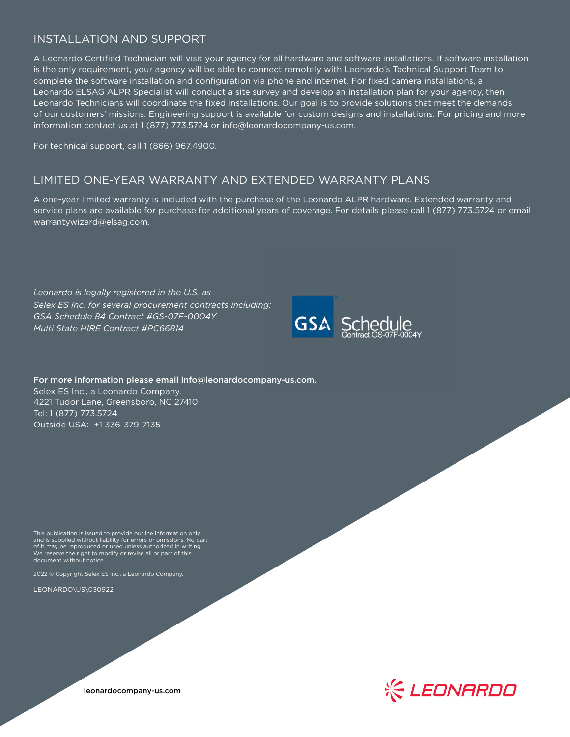## INSTALLATION AND SUPPORT

A Leonardo Certified Technician will visit your agency for all hardware and software installations. If software installation is the only requirement, your agency will be able to connect remotely with Leonardo's Technical Support Team to complete the software installation and configuration via phone and internet. For fixed camera installations, a Leonardo ELSAG ALPR Specialist will conduct a site survey and develop an installation plan for your agency, then Leonardo Technicians will coordinate the fixed installations. Our goal is to provide solutions that meet the demands of our customers' missions. Engineering support is available for custom designs and installations. For pricing and more information contact us at 1 (877) 773.5724 or info@leonardocompany-us.com.

For technical support, call 1 (866) 967.4900.

## LIMITED ONE-YEAR WARRANTY AND EXTENDED WARRANTY PLANS

A one-year limited warranty is included with the purchase of the Leonardo ALPR hardware. Extended warranty and service plans are available for purchase for additional years of coverage. For details please call 1 (877) 773.5724 or email warrantywizard@elsag.com.

*Leonardo is legally registered in the U.S. as*
*Selex ES Inc. for several procurement contracts including:*
*GSA Schedule 84 Contract #GS-07F-0004Y*
*Multi State HIRE Contract #PC66814*

GSA Schedule
Contract GS-07F-0004Y

**For more information please email info@leonardocompany-us.com.**
Selex ES Inc., a Leonardo Company.
4221 Tudor Lane, Greensboro, NC 27410
Tel: 1 (877) 773.5724
Outside USA: +1 336-379-7135

This publication is issued to provide outline information only and is supplied without liability for errors or omissions. No part of it may be reproduced or used unless authorized in writing. We reserve the right to modify or revise all or part of this document without notice.

2022 © Copyright Selex ES Inc., a Leonardo Company.

LEONARDO\US\030922

leonardocompany-us.com

LEONARDO